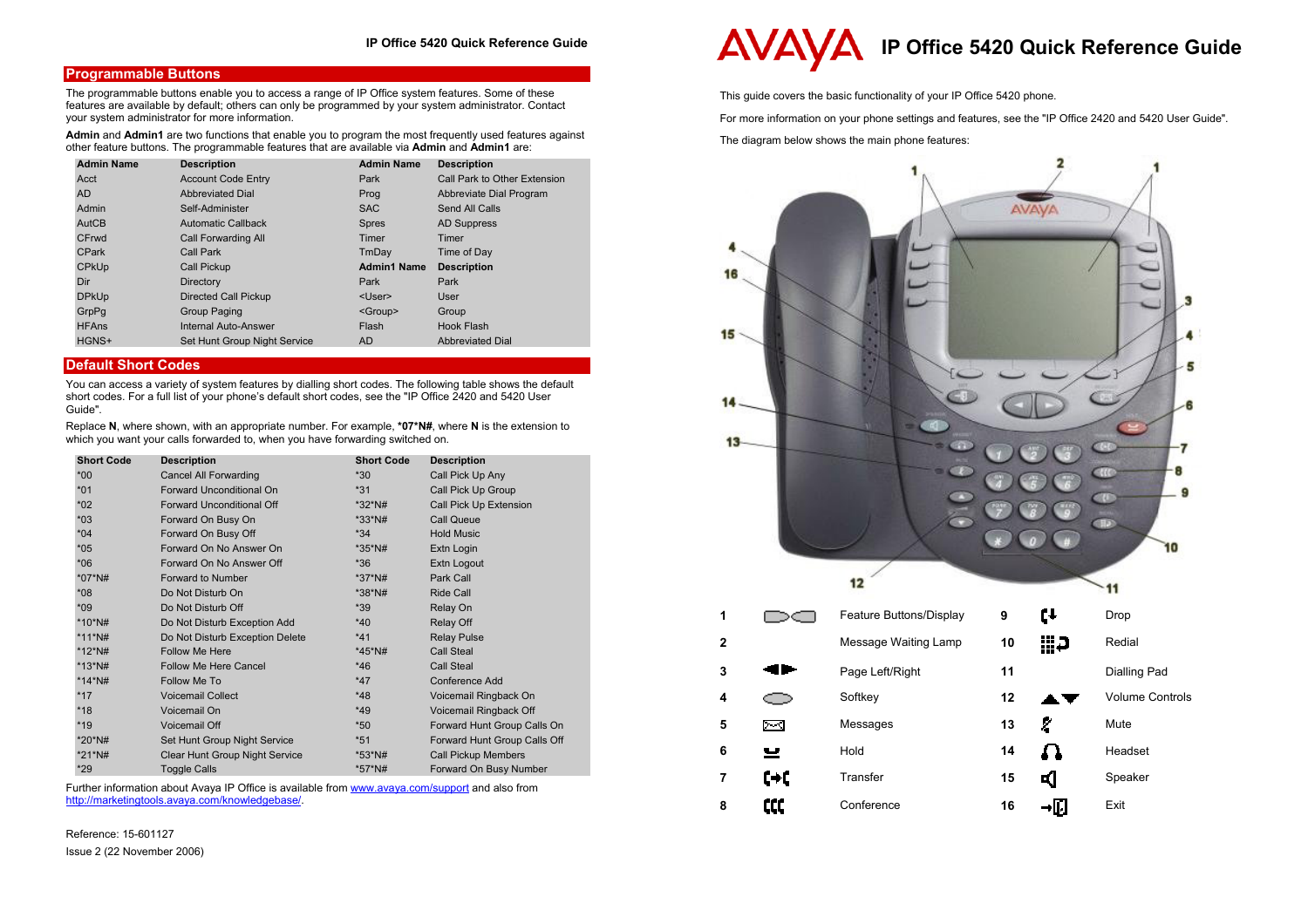## Programmable Buttons

The programmable buttons enable you to access a range of IP Office system features. Some of these features are available by default; others can only be programmed by your system administrator. Contact your system administrator for more information.

**Admin** and **Admin1** are two functions that enable you to program the most frequently used features against other feature buttons. The programmable features that are available via **Admin** and **Admin1** are:

| Admin Name | Description | Admin Name | Description |
|---|---|---|---|
| Acct | Account Code Entry | Park | Call Park to Other Extension |
| AD | Abbreviated Dial | Prog | Abbreviate Dial Program |
| Admin | Self-Administer | SAC | Send All Calls |
| AutCB | Automatic Callback | Spres | AD Suppress |
| CFrwd | Call Forwarding All | Timer | Timer |
| CPark | Call Park | TmDay | Time of Day |
| CPkUp | Call Pickup | **Admin1 Name** | **Description** |
| Dir | Directory | Park | Park |
| DPkUp | Directed Call Pickup | <User> | User |
| GrpPg | Group Paging | <Group> | Group |
| HFAns | Internal Auto-Answer | Flash | Hook Flash |
| HGNS+ | Set Hunt Group Night Service | AD | Abbreviated Dial |

## Default Short Codes

You can access a variety of system features by dialling short codes. The following table shows the default short codes. For a full list of your phone's default short codes, see the "IP Office 2420 and 5420 User Guide".

Replace **N**, where shown, with an appropriate number. For example, **\*07\*N#**, where **N** is the extension to which you want your calls forwarded to, when you have forwarding switched on.

| Short Code | Description | Short Code | Description |
|---|---|---|---|
| *00 | Cancel All Forwarding | *30 | Call Pick Up Any |
| *01 | Forward Unconditional On | *31 | Call Pick Up Group |
| *02 | Forward Unconditional Off | *32*N# | Call Pick Up Extension |
| *03 | Forward On Busy On | *33*N# | Call Queue |
| *04 | Forward On Busy Off | *34 | Hold Music |
| *05 | Forward On No Answer On | *35*N# | Extn Login |
| *06 | Forward On No Answer Off | *36 | Extn Logout |
| *07*N# | Forward to Number | *37*N# | Park Call |
| *08 | Do Not Disturb On | *38*N# | Ride Call |
| *09 | Do Not Disturb Off | *39 | Relay On |
| *10*N# | Do Not Disturb Exception Add | *40 | Relay Off |
| *11*N# | Do Not Disturb Exception Delete | *41 | Relay Pulse |
| *12*N# | Follow Me Here | *45*N# | Call Steal |
| *13*N# | Follow Me Here Cancel | *46 | Call Steal |
| *14*N# | Follow Me To | *47 | Conference Add |
| *17 | Voicemail Collect | *48 | Voicemail Ringback On |
| *18 | Voicemail On | *49 | Voicemail Ringback Off |
| *19 | Voicemail Off | *50 | Forward Hunt Group Calls On |
| *20*N# | Set Hunt Group Night Service | *51 | Forward Hunt Group Calls Off |
| *21*N# | Clear Hunt Group Night Service | *53*N# | Call Pickup Members |
| *29 | Toggle Calls | *57*N# | Forward On Busy Number |

Further information about Avaya IP Office is available from [www.avaya.com/support](http://www.avaya.com/support) and also from [http://marketingtools.avaya.com/knowledgebase/](http://marketingtools.avaya.com/knowledgebase/).

Reference: 15-601127

Issue 2 (22 November 2006)

# IP Office 5420 Quick Reference Guide

This guide covers the basic functionality of your IP Office 5420 phone.

For more information on your phone settings and features, see the "IP Office 2420 and 5420 User Guide".

The diagram below shows the main phone features:

| | Feature | | Feature |
|---|---|---|---|
| 1 | Feature Buttons/Display | 9 | Drop |
| 2 | Message Waiting Lamp | 10 | Redial |
| 3 | Page Left/Right | 11 | Dialling Pad |
| 4 | Softkey | 12 | Volume Controls |
| 5 | Messages | 13 | Mute |
| 6 | Hold | 14 | Headset |
| 7 | Transfer | 15 | Speaker |
| 8 | Conference | 16 | Exit |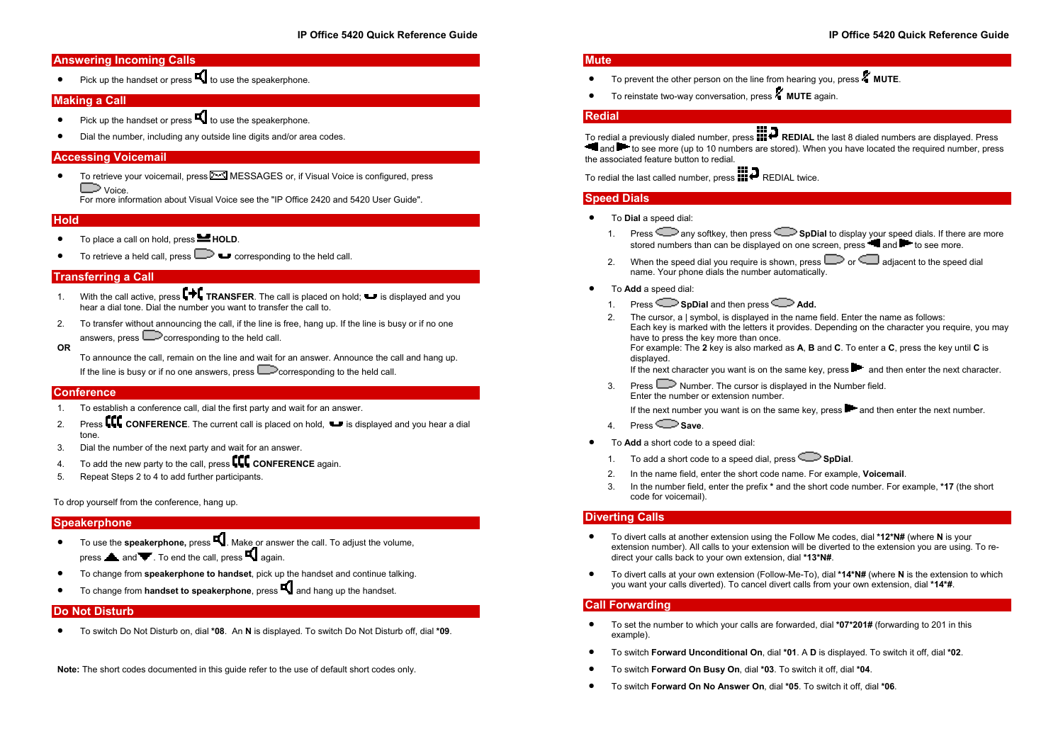## Answering Incoming Calls

- Pick up the handset or press to use the speakerphone.

## Making a Call

- Pick up the handset or press to use the speakerphone.
- Dial the number, including any outside line digits and/or area codes.

## Accessing Voicemail

- To retrieve your voicemail, press MESSAGES or, if Visual Voice is configured, press Voice.
  For more information about Visual Voice see the "IP Office 2420 and 5420 User Guide".

## Hold

- To place a call on hold, press **HOLD**.
- To retrieve a held call, press corresponding to the held call.

## Transferring a Call

1. With the call active, press **TRANSFER**. The call is placed on hold; is displayed and you hear a dial tone. Dial the number you want to transfer the call to.
2. To transfer without announcing the call, if the line is free, hang up. If the line is busy or if no one answers, press corresponding to the held call.

**OR**

To announce the call, remain on the line and wait for an answer. Announce the call and hang up. If the line is busy or if no one answers, press corresponding to the held call.

## Conference

1. To establish a conference call, dial the first party and wait for an answer.
2. Press **CONFERENCE**. The current call is placed on hold, is displayed and you hear a dial tone.
3. Dial the number of the next party and wait for an answer.
4. To add the new party to the call, press **CONFERENCE** again.
5. Repeat Steps 2 to 4 to add further participants.

To drop yourself from the conference, hang up.

## Speakerphone

- To use the **speakerphone,** press . Make or answer the call. To adjust the volume, press and . To end the call, press again.
- To change from **speakerphone to handset**, pick up the handset and continue talking.
- To change from **handset to speakerphone**, press and hang up the handset.

## Do Not Disturb

- To switch Do Not Disturb on, dial ***08**. An **N** is displayed. To switch Do Not Disturb off, dial ***09**.

**Note:** The short codes documented in this guide refer to the use of default short codes only.

## Mute

- To prevent the other person on the line from hearing you, press **MUTE**.
- To reinstate two-way conversation, press **MUTE** again.

## Redial

To redial a previously dialed number, press **REDIAL** the last 8 dialed numbers are displayed. Press and to see more (up to 10 numbers are stored). When you have located the required number, press the associated feature button to redial.

To redial the last called number, press REDIAL twice.

## Speed Dials

- To **Dial** a speed dial:
  1. Press any softkey, then press **SpDial** to display your speed dials. If there are more stored numbers than can be displayed on one screen, press and to see more.
  2. When the speed dial you require is shown, press or adjacent to the speed dial name. Your phone dials the number automatically.
- To **Add** a speed dial:
  1. Press **SpDial** and then press **Add.**
  2. The cursor, a | symbol, is displayed in the name field. Enter the name as follows:
     Each key is marked with the letters it provides. Depending on the character you require, you may have to press the key more than once.
     For example: The **2** key is also marked as **A**, **B** and **C**. To enter a **C**, press the key until **C** is displayed.
     If the next character you want is on the same key, press and then enter the next character.
  3. Press Number. The cursor is displayed in the Number field.
     Enter the number or extension number.
     If the next number you want is on the same key, press and then enter the next number.
  4. Press **Save**.
- To **Add** a short code to a speed dial:
  1. To add a short code to a speed dial, press **SpDial**.
  2. In the name field, enter the short code name. For example, **Voicemail**.
  3. In the number field, enter the prefix * and the short code number. For example, ***17** (the short code for voicemail).

## Diverting Calls

- To divert calls at another extension using the Follow Me codes, dial ***12*N#** (where **N** is your extension number). All calls to your extension will be diverted to the extension you are using. To re-direct your calls back to your own extension, dial ***13*N#**.
- To divert calls at your own extension (Follow-Me-To), dial ***14*N#** (where **N** is the extension to which you want your calls diverted). To cancel divert calls from your own extension, dial ***14*#**.

## Call Forwarding

- To set the number to which your calls are forwarded, dial ***07*201#** (forwarding to 201 in this example).
- To switch **Forward Unconditional On**, dial ***01**. A **D** is displayed. To switch it off, dial ***02**.
- To switch **Forward On Busy On**, dial ***03**. To switch it off, dial ***04**.
- To switch **Forward On No Answer On**, dial ***05**. To switch it off, dial ***06**.